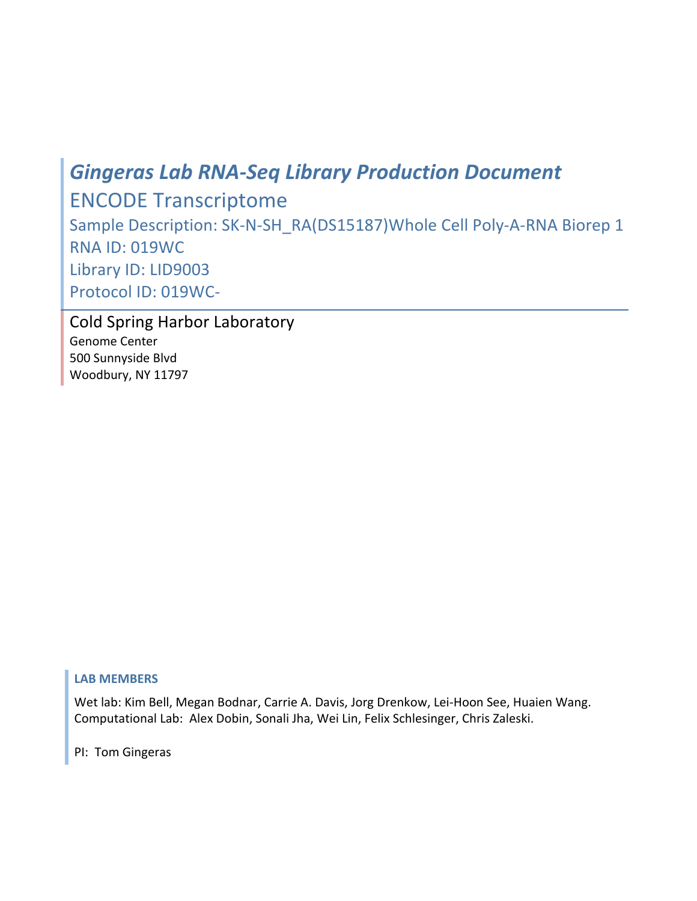# *Gingeras Lab RNA-Seq Library Production Document*

## ENCODE Transcriptome

Sample Description: SK-N-SH_RA(DS15187)Whole Cell Poly-A-RNA Biorep 1
RNA ID: 019WC
Library ID: LID9003
Protocol ID: 019WC-

Cold Spring Harbor Laboratory
Genome Center
500 Sunnyside Blvd
Woodbury, NY 11797

**LAB MEMBERS**

Wet lab: Kim Bell, Megan Bodnar, Carrie A. Davis, Jorg Drenkow, Lei-Hoon See, Huaien Wang.
Computational Lab: Alex Dobin, Sonali Jha, Wei Lin, Felix Schlesinger, Chris Zaleski.

PI: Tom Gingeras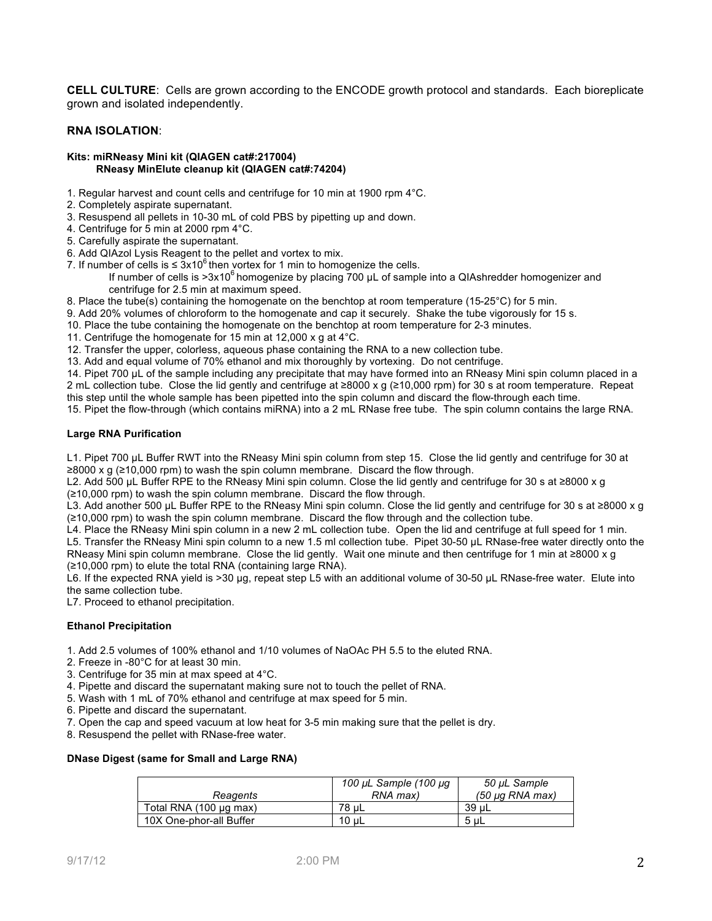**CELL CULTURE**: Cells are grown according to the ENCODE growth protocol and standards. Each bioreplicate grown and isolated independently.

## RNA ISOLATION:

**Kits: miRNeasy Mini kit (QIAGEN cat#:217004)**
**RNeasy MinElute cleanup kit (QIAGEN cat#:74204)**

1. Regular harvest and count cells and centrifuge for 10 min at 1900 rpm 4°C.
2. Completely aspirate supernatant.
3. Resuspend all pellets in 10-30 mL of cold PBS by pipetting up and down.
4. Centrifuge for 5 min at 2000 rpm 4°C.
5. Carefully aspirate the supernatant.
6. Add QIAzol Lysis Reagent to the pellet and vortex to mix.
7. If number of cells is ≤ $3x10^6$ then vortex for 1 min to homogenize the cells.
   If number of cells is $>3x10^6$ homogenize by placing 700 µL of sample into a QIAshredder homogenizer and centrifuge for 2.5 min at maximum speed.
8. Place the tube(s) containing the homogenate on the benchtop at room temperature (15-25°C) for 5 min.
9. Add 20% volumes of chloroform to the homogenate and cap it securely. Shake the tube vigorously for 15 s.
10. Place the tube containing the homogenate on the benchtop at room temperature for 2-3 minutes.
11. Centrifuge the homogenate for 15 min at 12,000 x g at 4°C.
12. Transfer the upper, colorless, aqueous phase containing the RNA to a new collection tube.
13. Add and equal volume of 70% ethanol and mix thoroughly by vortexing. Do not centrifuge.
14. Pipet 700 µL of the sample including any precipitate that may have formed into an RNeasy Mini spin column placed in a 2 mL collection tube. Close the lid gently and centrifuge at ≥8000 x g (≥10,000 rpm) for 30 s at room temperature. Repeat this step until the whole sample has been pipetted into the spin column and discard the flow-through each time.
15. Pipet the flow-through (which contains miRNA) into a 2 mL RNase free tube. The spin column contains the large RNA.

### Large RNA Purification

L1. Pipet 700 µL Buffer RWT into the RNeasy Mini spin column from step 15. Close the lid gently and centrifuge for 30 at ≥8000 x g (≥10,000 rpm) to wash the spin column membrane. Discard the flow through.
L2. Add 500 µL Buffer RPE to the RNeasy Mini spin column. Close the lid gently and centrifuge for 30 s at ≥8000 x g (≥10,000 rpm) to wash the spin column membrane. Discard the flow through.
L3. Add another 500 µL Buffer RPE to the RNeasy Mini spin column. Close the lid gently and centrifuge for 30 s at ≥8000 x g (≥10,000 rpm) to wash the spin column membrane. Discard the flow through and the collection tube.
L4. Place the RNeasy Mini spin column in a new 2 mL collection tube. Open the lid and centrifuge at full speed for 1 min.
L5. Transfer the RNeasy Mini spin column to a new 1.5 ml collection tube. Pipet 30-50 µL RNase-free water directly onto the RNeasy Mini spin column membrane. Close the lid gently. Wait one minute and then centrifuge for 1 min at ≥8000 x g (≥10,000 rpm) to elute the total RNA (containing large RNA).
L6. If the expected RNA yield is >30 µg, repeat step L5 with an additional volume of 30-50 µL RNase-free water. Elute into the same collection tube.
L7. Proceed to ethanol precipitation.

### Ethanol Precipitation

1. Add 2.5 volumes of 100% ethanol and 1/10 volumes of NaOAc PH 5.5 to the eluted RNA.
2. Freeze in -80°C for at least 30 min.
3. Centrifuge for 35 min at max speed at 4°C.
4. Pipette and discard the supernatant making sure not to touch the pellet of RNA.
5. Wash with 1 mL of 70% ethanol and centrifuge at max speed for 5 min.
6. Pipette and discard the supernatant.
7. Open the cap and speed vacuum at low heat for 3-5 min making sure that the pellet is dry.
8. Resuspend the pellet with RNase-free water.

### DNase Digest (same for Small and Large RNA)

| *Reagents* | *100 µL Sample (100 µg RNA max)* | *50 µL Sample (50 µg RNA max)* |
|---|---|---|
| Total RNA (100 µg max) | 78 µL | 39 µL |
| 10X One-phor-all Buffer | 10 µL | 5 µL |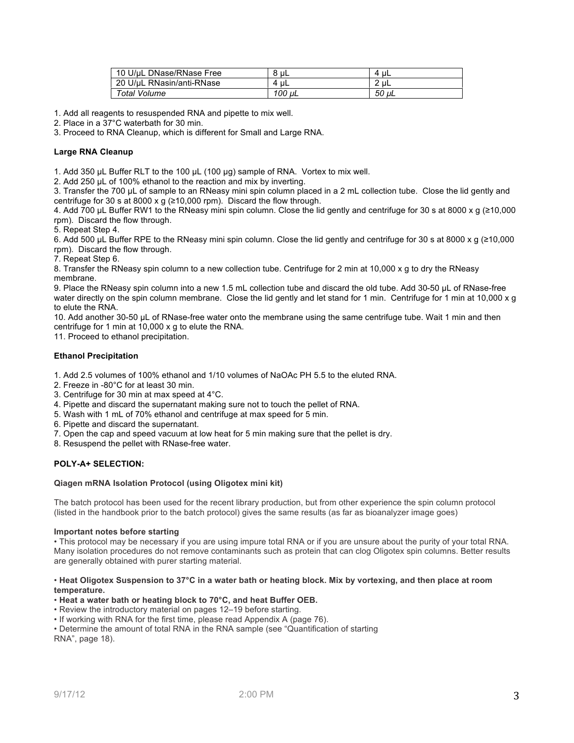| 10 U/µL DNase/RNase Free | 8 µL | 4 µL |
| --- | --- | --- |
| 20 U/µL RNasin/anti-RNase | 4 µL | 2 µL |
| *Total Volume* | *100 µL* | *50 µL* |

1. Add all reagents to resuspended RNA and pipette to mix well.
2. Place in a 37°C waterbath for 30 min.
3. Proceed to RNA Cleanup, which is different for Small and Large RNA.

**Large RNA Cleanup**

1. Add 350 µL Buffer RLT to the 100 µL (100 µg) sample of RNA. Vortex to mix well.
2. Add 250 µL of 100% ethanol to the reaction and mix by inverting.
3. Transfer the 700 µL of sample to an RNeasy mini spin column placed in a 2 mL collection tube. Close the lid gently and centrifuge for 30 s at 8000 x g (≥10,000 rpm). Discard the flow through.
4. Add 700 µL Buffer RW1 to the RNeasy mini spin column. Close the lid gently and centrifuge for 30 s at 8000 x g (≥10,000 rpm). Discard the flow through.
5. Repeat Step 4.
6. Add 500 µL Buffer RPE to the RNeasy mini spin column. Close the lid gently and centrifuge for 30 s at 8000 x g (≥10,000 rpm). Discard the flow through.
7. Repeat Step 6.
8. Transfer the RNeasy spin column to a new collection tube. Centrifuge for 2 min at 10,000 x g to dry the RNeasy membrane.
9. Place the RNeasy spin column into a new 1.5 mL collection tube and discard the old tube. Add 30-50 µL of RNase-free water directly on the spin column membrane. Close the lid gently and let stand for 1 min. Centrifuge for 1 min at 10,000 x g to elute the RNA.
10. Add another 30-50 µL of RNase-free water onto the membrane using the same centrifuge tube. Wait 1 min and then centrifuge for 1 min at 10,000 x g to elute the RNA.
11. Proceed to ethanol precipitation.

**Ethanol Precipitation**

1. Add 2.5 volumes of 100% ethanol and 1/10 volumes of NaOAc PH 5.5 to the eluted RNA.
2. Freeze in -80°C for at least 30 min.
3. Centrifuge for 30 min at max speed at 4°C.
4. Pipette and discard the supernatant making sure not to touch the pellet of RNA.
5. Wash with 1 mL of 70% ethanol and centrifuge at max speed for 5 min.
6. Pipette and discard the supernatant.
7. Open the cap and speed vacuum at low heat for 5 min making sure that the pellet is dry.
8. Resuspend the pellet with RNase-free water.

**POLY-A+ SELECTION:**

**Qiagen mRNA Isolation Protocol (using Oligotex mini kit)**

The batch protocol has been used for the recent library production, but from other experience the spin column protocol (listed in the handbook prior to the batch protocol) gives the same results (as far as bioanalyzer image goes)

**Important notes before starting**

• This protocol may be necessary if you are using impure total RNA or if you are unsure about the purity of your total RNA. Many isolation procedures do not remove contaminants such as protein that can clog Oligotex spin columns. Better results are generally obtained with purer starting material.

• **Heat Oligotex Suspension to 37°C in a water bath or heating block. Mix by vortexing, and then place at room temperature.**
• **Heat a water bath or heating block to 70°C, and heat Buffer OEB.**
• Review the introductory material on pages 12–19 before starting.
• If working with RNA for the first time, please read Appendix A (page 76).
• Determine the amount of total RNA in the RNA sample (see "Quantification of starting RNA", page 18).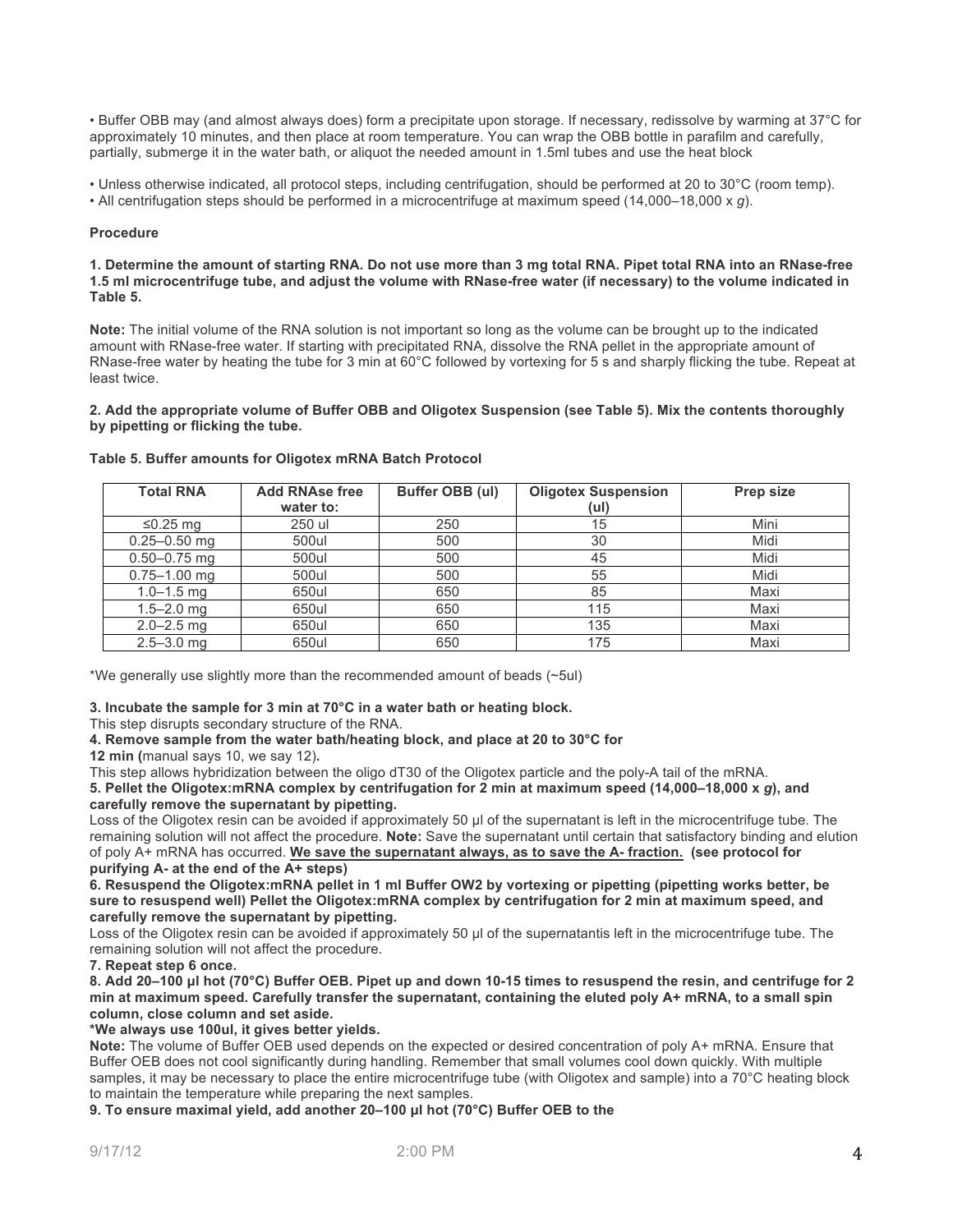• Buffer OBB may (and almost always does) form a precipitate upon storage. If necessary, redissolve by warming at 37°C for approximately 10 minutes, and then place at room temperature. You can wrap the OBB bottle in parafilm and carefully, partially, submerge it in the water bath, or aliquot the needed amount in 1.5ml tubes and use the heat block

• Unless otherwise indicated, all protocol steps, including centrifugation, should be performed at 20 to 30°C (room temp).
• All centrifugation steps should be performed in a microcentrifuge at maximum speed (14,000–18,000 x *g*).

**Procedure**

**1. Determine the amount of starting RNA. Do not use more than 3 mg total RNA. Pipet total RNA into an RNase-free 1.5 ml microcentrifuge tube, and adjust the volume with RNase-free water (if necessary) to the volume indicated in Table 5.**

**Note:** The initial volume of the RNA solution is not important so long as the volume can be brought up to the indicated amount with RNase-free water. If starting with precipitated RNA, dissolve the RNA pellet in the appropriate amount of RNase-free water by heating the tube for 3 min at 60°C followed by vortexing for 5 s and sharply flicking the tube. Repeat at least twice.

**2. Add the appropriate volume of Buffer OBB and Oligotex Suspension (see Table 5). Mix the contents thoroughly by pipetting or flicking the tube.**

**Table 5. Buffer amounts for Oligotex mRNA Batch Protocol**

| Total RNA | Add RNAse free water to: | Buffer OBB (ul) | Oligotex Suspension (ul) | Prep size |
|---|---|---|---|---|
| ≤0.25 mg | 250 ul | 250 | 15 | Mini |
| 0.25–0.50 mg | 500ul | 500 | 30 | Midi |
| 0.50–0.75 mg | 500ul | 500 | 45 | Midi |
| 0.75–1.00 mg | 500ul | 500 | 55 | Midi |
| 1.0–1.5 mg | 650ul | 650 | 85 | Maxi |
| 1.5–2.0 mg | 650ul | 650 | 115 | Maxi |
| 2.0–2.5 mg | 650ul | 650 | 135 | Maxi |
| 2.5–3.0 mg | 650ul | 650 | 175 | Maxi |

*We generally use slightly more than the recommended amount of beads (~5ul)

**3. Incubate the sample for 3 min at 70°C in a water bath or heating block.**
This step disrupts secondary structure of the RNA.

**4. Remove sample from the water bath/heating block, and place at 20 to 30°C for 12 min (**manual says 10, we say 12**).**
This step allows hybridization between the oligo dT30 of the Oligotex particle and the poly-A tail of the mRNA.

**5. Pellet the Oligotex:mRNA complex by centrifugation for 2 min at maximum speed (14,000–18,000 x *g*), and carefully remove the supernatant by pipetting.**
Loss of the Oligotex resin can be avoided if approximately 50 µl of the supernatant is left in the microcentrifuge tube. The remaining solution will not affect the procedure. **Note:** Save the supernatant until certain that satisfactory binding and elution of poly A+ mRNA has occurred. **<u>We save the supernatant always, as to save the A- fraction.</u> (see protocol for purifying A- at the end of the A+ steps)**

**6. Resuspend the Oligotex:mRNA pellet in 1 ml Buffer OW2 by vortexing or pipetting (pipetting works better, be sure to resuspend well) Pellet the Oligotex:mRNA complex by centrifugation for 2 min at maximum speed, and carefully remove the supernatant by pipetting.**
Loss of the Oligotex resin can be avoided if approximately 50 µl of the supernatantis left in the microcentrifuge tube. The remaining solution will not affect the procedure.

**7. Repeat step 6 once.**

**8. Add 20–100 µl hot (70°C) Buffer OEB. Pipet up and down 10-15 times to resuspend the resin, and centrifuge for 2 min at maximum speed. Carefully transfer the supernatant, containing the eluted poly A+ mRNA, to a small spin column, close column and set aside.**

**\*We always use 100ul, it gives better yields.**

**Note:** The volume of Buffer OEB used depends on the expected or desired concentration of poly A+ mRNA. Ensure that Buffer OEB does not cool significantly during handling. Remember that small volumes cool down quickly. With multiple samples, it may be necessary to place the entire microcentrifuge tube (with Oligotex and sample) into a 70°C heating block to maintain the temperature while preparing the next samples.

**9. To ensure maximal yield, add another 20–100 µl hot (70°C) Buffer OEB to the**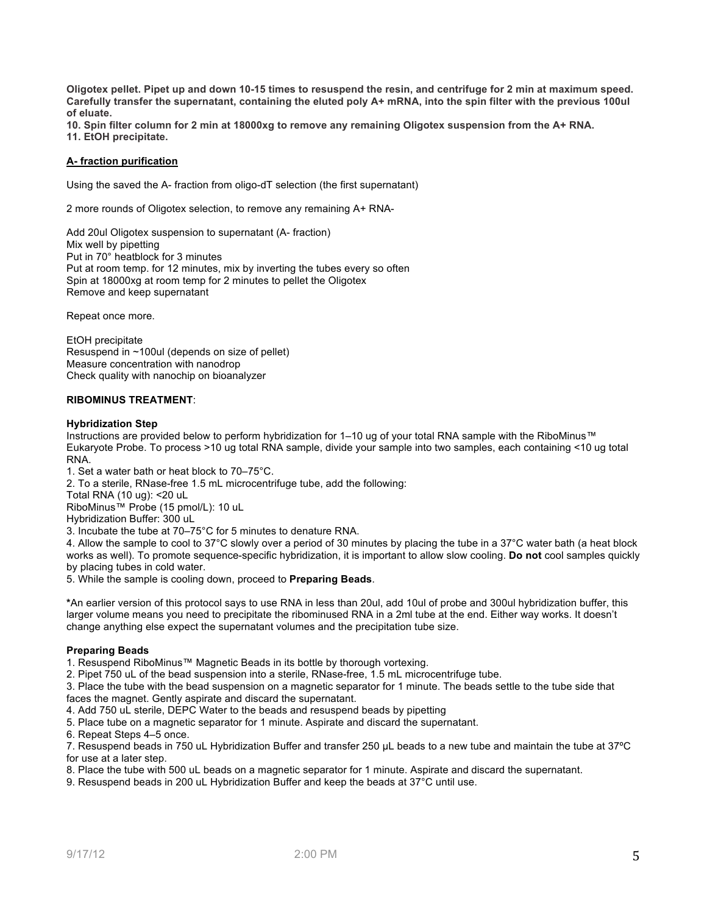**Oligotex pellet. Pipet up and down 10-15 times to resuspend the resin, and centrifuge for 2 min at maximum speed. Carefully transfer the supernatant, containing the eluted poly A+ mRNA, into the spin filter with the previous 100ul of eluate.**

**10. Spin filter column for 2 min at 18000xg to remove any remaining Oligotex suspension from the A+ RNA.**

**11. EtOH precipitate.**

**<u>A- fraction purification</u>**

Using the saved the A- fraction from oligo-dT selection (the first supernatant)

2 more rounds of Oligotex selection, to remove any remaining A+ RNA-

Add 20ul Oligotex suspension to supernatant (A- fraction)
Mix well by pipetting
Put in 70° heatblock for 3 minutes
Put at room temp. for 12 minutes, mix by inverting the tubes every so often
Spin at 18000xg at room temp for 2 minutes to pellet the Oligotex
Remove and keep supernatant

Repeat once more.

EtOH precipitate
Resuspend in ~100ul (depends on size of pellet)
Measure concentration with nanodrop
Check quality with nanochip on bioanalyzer

**RIBOMINUS TREATMENT**:

**Hybridization Step**

Instructions are provided below to perform hybridization for 1–10 ug of your total RNA sample with the RiboMinus™ Eukaryote Probe. To process >10 ug total RNA sample, divide your sample into two samples, each containing <10 ug total RNA.

1. Set a water bath or heat block to 70–75°C.
2. To a sterile, RNase-free 1.5 mL microcentrifuge tube, add the following:
Total RNA (10 ug): <20 uL
RiboMinus™ Probe (15 pmol/L): 10 uL
Hybridization Buffer: 300 uL
3. Incubate the tube at 70–75°C for 5 minutes to denature RNA.
4. Allow the sample to cool to 37°C slowly over a period of 30 minutes by placing the tube in a 37°C water bath (a heat block works as well). To promote sequence-specific hybridization, it is important to allow slow cooling. **Do not** cool samples quickly by placing tubes in cold water.
5. While the sample is cooling down, proceed to **Preparing Beads**.

**\***An earlier version of this protocol says to use RNA in less than 20ul, add 10ul of probe and 300ul hybridization buffer, this larger volume means you need to precipitate the riboминused RNA in a 2ml tube at the end. Either way works. It doesn't change anything else expect the supernatant volumes and the precipitation tube size.

**Preparing Beads**

1. Resuspend RiboMinus™ Magnetic Beads in its bottle by thorough vortexing.
2. Pipet 750 uL of the bead suspension into a sterile, RNase-free, 1.5 mL microcentrifuge tube.
3. Place the tube with the bead suspension on a magnetic separator for 1 minute. The beads settle to the tube side that faces the magnet. Gently aspirate and discard the supernatant.
4. Add 750 uL sterile, DEPC Water to the beads and resuspend beads by pipetting
5. Place tube on a magnetic separator for 1 minute. Aspirate and discard the supernatant.
6. Repeat Steps 4–5 once.
7. Resuspend beads in 750 uL Hybridization Buffer and transfer 250 μL beads to a new tube and maintain the tube at 37ºC for use at a later step.
8. Place the tube with 500 uL beads on a magnetic separator for 1 minute. Aspirate and discard the supernatant.
9. Resuspend beads in 200 uL Hybridization Buffer and keep the beads at 37°C until use.

**Oligotex pellet. Pipet up and down 10-15 times to resuspend the resin, and centrifuge for 2 min at maximum speed. Carefully transfer the supernatant, containing the eluted poly A+ mRNA, into the spin filter with the previous 100ul of eluate.**

**10. Spin filter column for 2 min at 18000xg to remove any remaining Oligotex suspension from the A+ RNA.**

**11. EtOH precipitate.**

**<u>A- fraction purification</u>**

Using the saved the A- fraction from oligo-dT selection (the first supernatant)

2 more rounds of Oligotex selection, to remove any remaining A+ RNA-

Add 20ul Oligotex suspension to supernatant (A- fraction)
Mix well by pipetting
Put in 70° heatblock for 3 minutes
Put at room temp. for 12 minutes, mix by inverting the tubes every so often
Spin at 18000xg at room temp for 2 minutes to pellet the Oligotex
Remove and keep supernatant

Repeat once more.

EtOH precipitate
Resuspend in ~100ul (depends on size of pellet)
Measure concentration with nanodrop
Check quality with nanochip on bioanalyzer

**RIBOMINUS TREATMENT**:

**Hybridization Step**

Instructions are provided below to perform hybridization for 1–10 ug of your total RNA sample with the RiboMinus™ Eukaryote Probe. To process >10 ug total RNA sample, divide your sample into two samples, each containing <10 ug total RNA.

1. Set a water bath or heat block to 70–75°C.
2. To a sterile, RNase-free 1.5 mL microcentrifuge tube, add the following:
Total RNA (10 ug): <20 uL
RiboMinus™ Probe (15 pmol/L): 10 uL
Hybridization Buffer: 300 uL
3. Incubate the tube at 70–75°C for 5 minutes to denature RNA.
4. Allow the sample to cool to 37°C slowly over a period of 30 minutes by placing the tube in a 37°C water bath (a heat block works as well). To promote sequence-specific hybridization, it is important to allow slow cooling. **Do not** cool samples quickly by placing tubes in cold water.
5. While the sample is cooling down, proceed to **Preparing Beads**.

**\***An earlier version of this protocol says to use RNA in less than 20ul, add 10ul of probe and 300ul hybridization buffer, this larger volume means you need to precipitate the ribominused RNA in a 2ml tube at the end. Either way works. It doesn't change anything else expect the supernatant volumes and the precipitation tube size.

**Preparing Beads**

1. Resuspend RiboMinus™ Magnetic Beads in its bottle by thorough vortexing.
2. Pipet 750 uL of the bead suspension into a sterile, RNase-free, 1.5 mL microcentrifuge tube.
3. Place the tube with the bead suspension on a magnetic separator for 1 minute. The beads settle to the tube side that faces the magnet. Gently aspirate and discard the supernatant.
4. Add 750 uL sterile, DEPC Water to the beads and resuspend beads by pipetting
5. Place tube on a magnetic separator for 1 minute. Aspirate and discard the supernatant.
6. Repeat Steps 4–5 once.
7. Resuspend beads in 750 uL Hybridization Buffer and transfer 250 μL beads to a new tube and maintain the tube at 37ºC for use at a later step.
8. Place the tube with 500 uL beads on a magnetic separator for 1 minute. Aspirate and discard the supernatant.
9. Resuspend beads in 200 uL Hybridization Buffer and keep the beads at 37°C until use.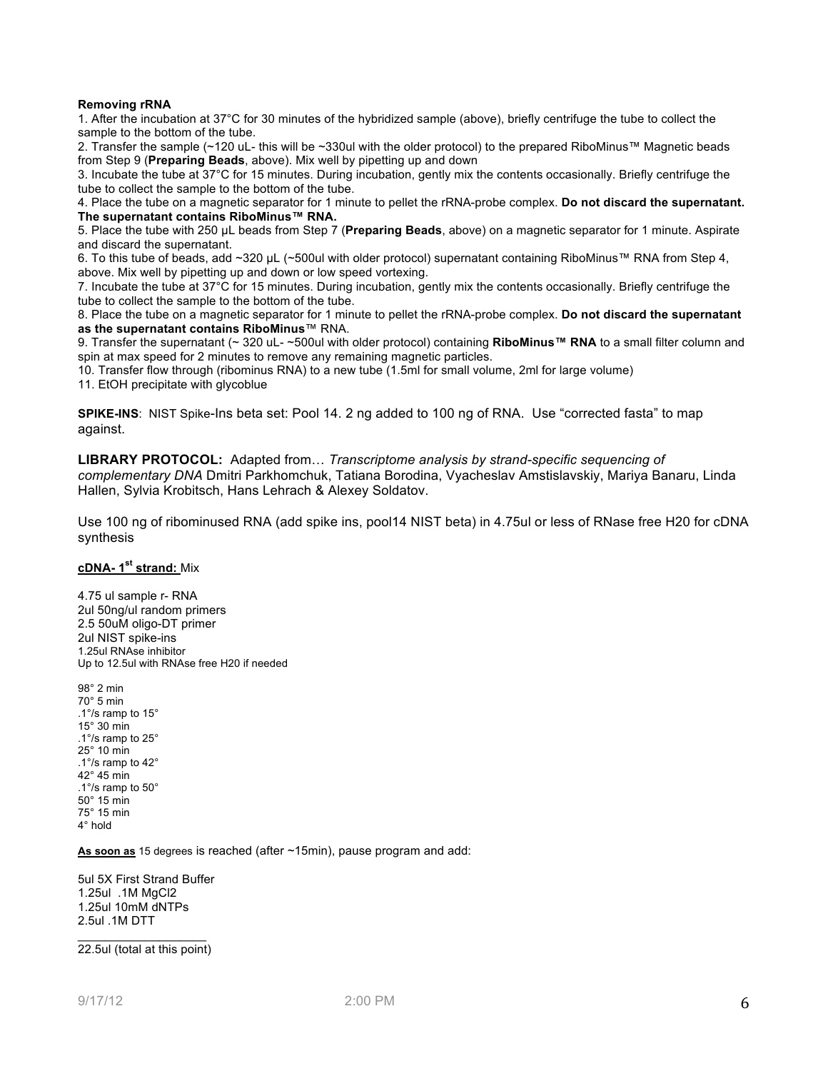**Removing rRNA**

1. After the incubation at 37°C for 30 minutes of the hybridized sample (above), briefly centrifuge the tube to collect the sample to the bottom of the tube.
2. Transfer the sample (~120 uL- this will be ~330ul with the older protocol) to the prepared RiboMinus™ Magnetic beads from Step 9 (**Preparing Beads**, above). Mix well by pipetting up and down
3. Incubate the tube at 37°C for 15 minutes. During incubation, gently mix the contents occasionally. Briefly centrifuge the tube to collect the sample to the bottom of the tube.
4. Place the tube on a magnetic separator for 1 minute to pellet the rRNA-probe complex. **Do not discard the supernatant. The supernatant contains RiboMinus™ RNA.**
5. Place the tube with 250 µL beads from Step 7 (**Preparing Beads**, above) on a magnetic separator for 1 minute. Aspirate and discard the supernatant.
6. To this tube of beads, add ~320 µL (~500ul with older protocol) supernatant containing RiboMinus™ RNA from Step 4, above. Mix well by pipetting up and down or low speed vortexing.
7. Incubate the tube at 37°C for 15 minutes. During incubation, gently mix the contents occasionally. Briefly centrifuge the tube to collect the sample to the bottom of the tube.
8. Place the tube on a magnetic separator for 1 minute to pellet the rRNA-probe complex. **Do not discard the supernatant as the supernatant contains RiboMinus™ RNA.**
9. Transfer the supernatant (~ 320 uL- ~500ul with older protocol) containing **RiboMinus™ RNA** to a small filter column and spin at max speed for 2 minutes to remove any remaining magnetic particles.
10. Transfer flow through (ribominus RNA) to a new tube (1.5ml for small volume, 2ml for large volume)
11. EtOH precipitate with glycoblue

**SPIKE-INS**: NIST Spike-Ins beta set: Pool 14. 2 ng added to 100 ng of RNA. Use "corrected fasta" to map against.

**LIBRARY PROTOCOL:** Adapted from… *Transcriptome analysis by strand-specific sequencing of complementary DNA* Dmitri Parkhomchuk, Tatiana Borodina, Vyacheslav Amstislavskiy, Mariya Banaru, Linda Hallen, Sylvia Krobitsch, Hans Lehrach & Alexey Soldatov.

Use 100 ng of ribominused RNA (add spike ins, pool14 NIST beta) in 4.75ul or less of RNase free H20 for cDNA synthesis

**cDNA- 1st strand:** Mix

4.75 ul sample r- RNA
2ul 50ng/ul random primers
2.5 50uM oligo-DT primer
2ul NIST spike-ins
1.25ul RNAse inhibitor
Up to 12.5ul with RNAse free H20 if needed

98° 2 min
70° 5 min
.1°/s ramp to 15°
15° 30 min
.1°/s ramp to 25°
25° 10 min
.1°/s ramp to 42°
42° 45 min
.1°/s ramp to 50°
50° 15 min
75° 15 min
4° hold

**As soon as** 15 degrees is reached (after ~15min), pause program and add:

5ul 5X First Strand Buffer
1.25ul .1M MgCl2
1.25ul 10mM dNTPs
2.5ul .1M DTT

22.5ul (total at this point)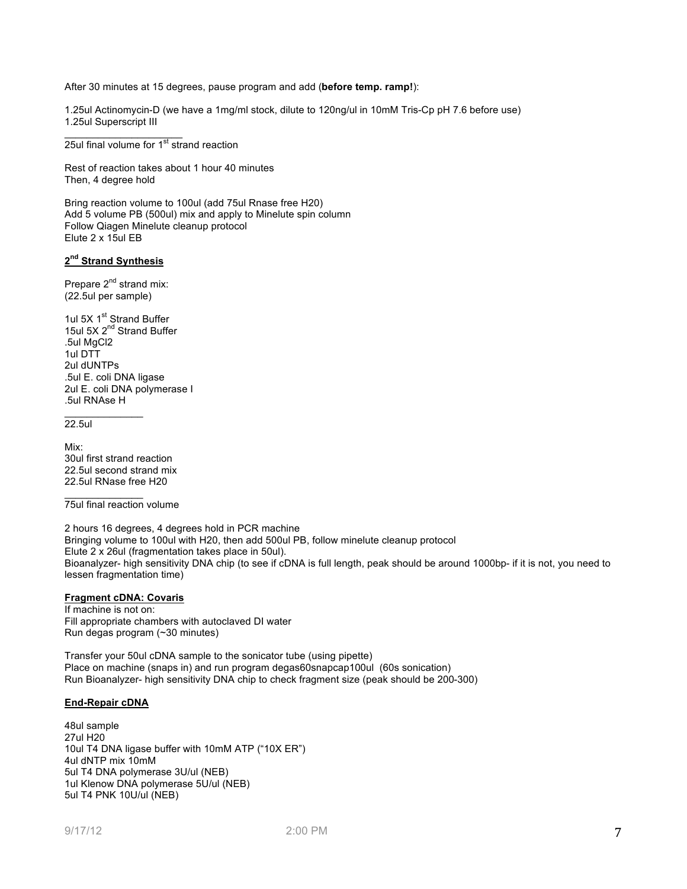After 30 minutes at 15 degrees, pause program and add (**before temp. ramp!**):

1.25ul Actinomycin-D (we have a 1mg/ml stock, dilute to 120ng/ul in 10mM Tris-Cp pH 7.6 before use)
1.25ul Superscript III
_____________________
25ul final volume for 1st strand reaction

Rest of reaction takes about 1 hour 40 minutes
Then, 4 degree hold

Bring reaction volume to 100ul (add 75ul Rnase free H20)
Add 5 volume PB (500ul) mix and apply to Minelute spin column
Follow Qiagen Minelute cleanup protocol
Elute 2 x 15ul EB

## 2nd Strand Synthesis

Prepare 2nd strand mix:
(22.5ul per sample)

1ul 5X 1st Strand Buffer
15ul 5X 2nd Strand Buffer
.5ul MgCl2
1ul DTT
2ul dUNTPs
.5ul E. coli DNA ligase
2ul E. coli DNA polymerase I
.5ul RNAse H
______________
22.5ul

Mix:
30ul first strand reaction
22.5ul second strand mix
22.5ul RNase free H20
______________
75ul final reaction volume

2 hours 16 degrees, 4 degrees hold in PCR machine
Bringing volume to 100ul with H20, then add 500ul PB, follow minelute cleanup protocol
Elute 2 x 26ul (fragmentation takes place in 50ul).
Bioanalyzer- high sensitivity DNA chip (to see if cDNA is full length, peak should be around 1000bp- if it is not, you need to lessen fragmentation time)

## Fragment cDNA: Covaris

If machine is not on:
Fill appropriate chambers with autoclaved DI water
Run degas program (~30 minutes)

Transfer your 50ul cDNA sample to the sonicator tube (using pipette)
Place on machine (snaps in) and run program degas60snapcap100ul (60s sonication)
Run Bioanalyzer- high sensitivity DNA chip to check fragment size (peak should be 200-300)

## End-Repair cDNA

48ul sample
27ul H20
10ul T4 DNA ligase buffer with 10mM ATP ("10X ER")
4ul dNTP mix 10mM
5ul T4 DNA polymerase 3U/ul (NEB)
1ul Klenow DNA polymerase 5U/ul (NEB)
5ul T4 PNK 10U/ul (NEB)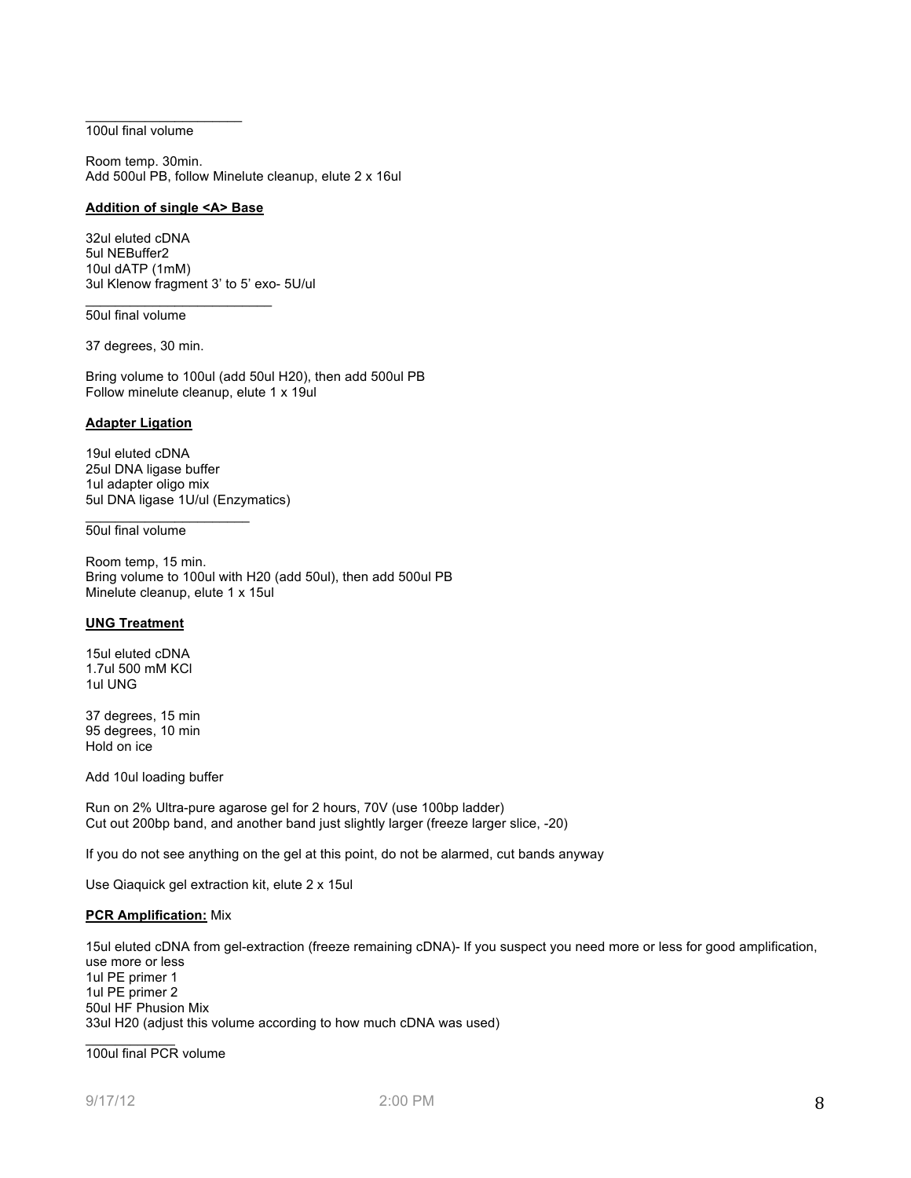\_\_\_\_\_\_\_\_\_\_\_\_\_\_\_\_\_\_\_\_\_\_\_
100ul final volume

Room temp. 30min.
Add 500ul PB, follow Minelute cleanup, elute 2 x 16ul

**<u>Addition of single <A> Base</u>**

32ul eluted cDNA
5ul NEBuffer2
10ul dATP (1mM)
3ul Klenow fragment 3' to 5' exo- 5U/ul
\_\_\_\_\_\_\_\_\_\_\_\_\_\_\_\_\_\_\_\_\_\_\_\_\_\_\_
50ul final volume

37 degrees, 30 min.

Bring volume to 100ul (add 50ul H20), then add 500ul PB
Follow minelute cleanup, elute 1 x 19ul

**<u>Adapter Ligation</u>**

19ul eluted cDNA
25ul DNA ligase buffer
1ul adapter oligo mix
5ul DNA ligase 1U/ul (Enzymatics)
\_\_\_\_\_\_\_\_\_\_\_\_\_\_\_\_\_\_\_\_\_\_\_\_
50ul final volume

Room temp, 15 min.
Bring volume to 100ul with H20 (add 50ul), then add 500ul PB
Minelute cleanup, elute 1 x 15ul

**<u>UNG Treatment</u>**

15ul eluted cDNA
1.7ul 500 mM KCl
1ul UNG

37 degrees, 15 min
95 degrees, 10 min
Hold on ice

Add 10ul loading buffer

Run on 2% Ultra-pure agarose gel for 2 hours, 70V (use 100bp ladder)
Cut out 200bp band, and another band just slightly larger (freeze larger slice, -20)

If you do not see anything on the gel at this point, do not be alarmed, cut bands anyway

Use Qiaquick gel extraction kit, elute 2 x 15ul

**<u>PCR Amplification:</u>** Mix

15ul eluted cDNA from gel-extraction (freeze remaining cDNA)- If you suspect you need more or less for good amplification, use more or less
1ul PE primer 1
1ul PE primer 2
50ul HF Phusion Mix
33ul H20 (adjust this volume according to how much cDNA was used)
\_\_\_\_\_\_\_\_\_\_\_\_\_
100ul final PCR volume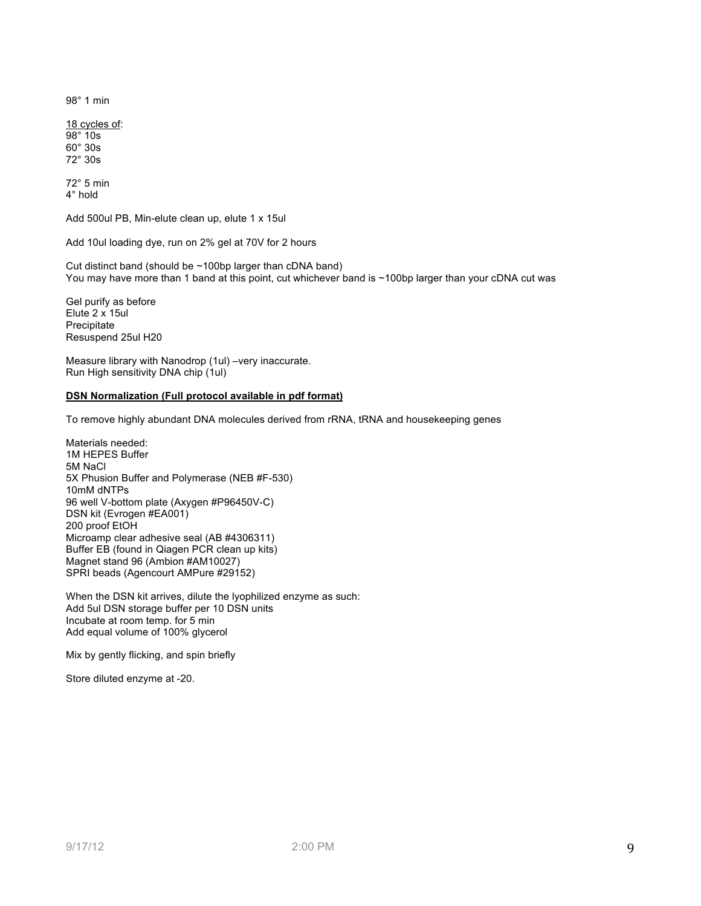98° 1 min

<u>18 cycles of</u>:
98° 10s
60° 30s
72° 30s

72° 5 min
4° hold

Add 500ul PB, Min-elute clean up, elute 1 x 15ul

Add 10ul loading dye, run on 2% gel at 70V for 2 hours

Cut distinct band (should be ~100bp larger than cDNA band)
You may have more than 1 band at this point, cut whichever band is ~100bp larger than your cDNA cut was

Gel purify as before
Elute 2 x 15ul
Precipitate
Resuspend 25ul H20

Measure library with Nanodrop (1ul) –very inaccurate.
Run High sensitivity DNA chip (1ul)

**<u>DSN Normalization (Full protocol available in pdf format)</u>**

To remove highly abundant DNA molecules derived from rRNA, tRNA and housekeeping genes

Materials needed:
1M HEPES Buffer
5M NaCl
5X Phusion Buffer and Polymerase (NEB #F-530)
10mM dNTPs
96 well V-bottom plate (Axygen #P96450V-C)
DSN kit (Evrogen #EA001)
200 proof EtOH
Microamp clear adhesive seal (AB #4306311)
Buffer EB (found in Qiagen PCR clean up kits)
Magnet stand 96 (Ambion #AM10027)
SPRI beads (Agencourt AMPure #29152)

When the DSN kit arrives, dilute the lyophilized enzyme as such:
Add 5ul DSN storage buffer per 10 DSN units
Incubate at room temp. for 5 min
Add equal volume of 100% glycerol

Mix by gently flicking, and spin briefly

Store diluted enzyme at -20.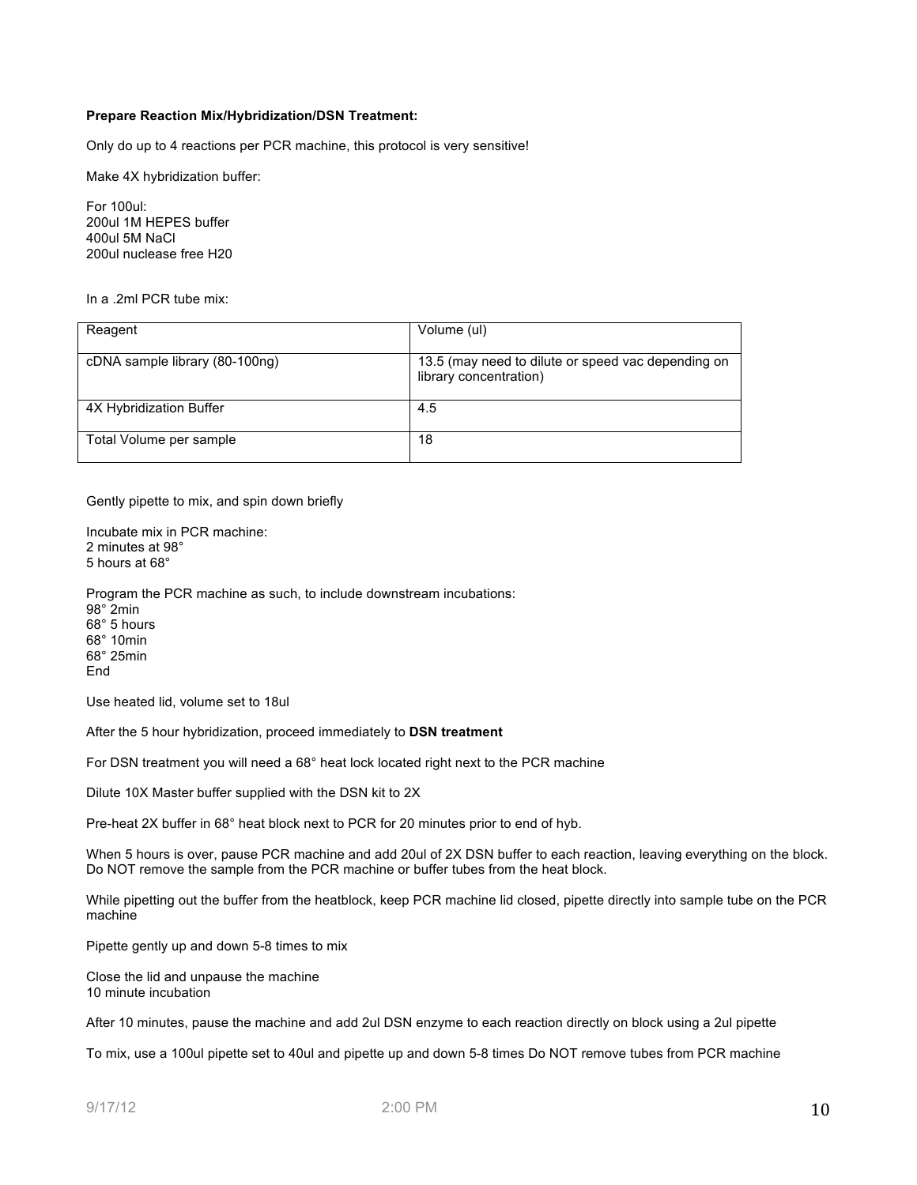**Prepare Reaction Mix/Hybridization/DSN Treatment:**

Only do up to 4 reactions per PCR machine, this protocol is very sensitive!

Make 4X hybridization buffer:

For 100ul:
200ul 1M HEPES buffer
400ul 5M NaCl
200ul nuclease free H20

In a .2ml PCR tube mix:

| Reagent | Volume (ul) |
|---|---|
| cDNA sample library (80-100ng) | 13.5 (may need to dilute or speed vac depending on library concentration) |
| 4X Hybridization Buffer | 4.5 |
| Total Volume per sample | 18 |

Gently pipette to mix, and spin down briefly

Incubate mix in PCR machine:
2 minutes at 98°
5 hours at 68°

Program the PCR machine as such, to include downstream incubations:
98° 2min
68° 5 hours
68° 10min
68° 25min
End

Use heated lid, volume set to 18ul

After the 5 hour hybridization, proceed immediately to **DSN treatment**

For DSN treatment you will need a 68° heat lock located right next to the PCR machine

Dilute 10X Master buffer supplied with the DSN kit to 2X

Pre-heat 2X buffer in 68° heat block next to PCR for 20 minutes prior to end of hyb.

When 5 hours is over, pause PCR machine and add 20ul of 2X DSN buffer to each reaction, leaving everything on the block. Do NOT remove the sample from the PCR machine or buffer tubes from the heat block.

While pipetting out the buffer from the heatblock, keep PCR machine lid closed, pipette directly into sample tube on the PCR machine

Pipette gently up and down 5-8 times to mix

Close the lid and unpause the machine
10 minute incubation

After 10 minutes, pause the machine and add 2ul DSN enzyme to each reaction directly on block using a 2ul pipette

To mix, use a 100ul pipette set to 40ul and pipette up and down 5-8 times Do NOT remove tubes from PCR machine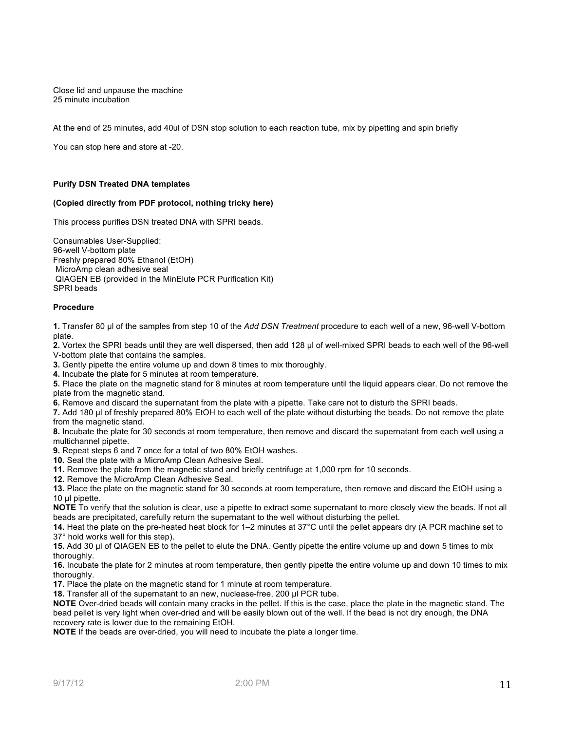Close lid and unpause the machine
25 minute incubation

At the end of 25 minutes, add 40ul of DSN stop solution to each reaction tube, mix by pipetting and spin briefly

You can stop here and store at -20.

**Purify DSN Treated DNA templates**

**(Copied directly from PDF protocol, nothing tricky here)**

This process purifies DSN treated DNA with SPRI beads.

Consumables User-Supplied:
96-well V-bottom plate
Freshly prepared 80% Ethanol (EtOH)
MicroAmp clean adhesive seal
QIAGEN EB (provided in the MinElute PCR Purification Kit)
SPRI beads

**Procedure**

**1.** Transfer 80 µl of the samples from step 10 of the *Add DSN Treatment* procedure to each well of a new, 96-well V-bottom plate.
**2.** Vortex the SPRI beads until they are well dispersed, then add 128 µl of well-mixed SPRI beads to each well of the 96-well V-bottom plate that contains the samples.
**3.** Gently pipette the entire volume up and down 8 times to mix thoroughly.
**4.** Incubate the plate for 5 minutes at room temperature.
**5.** Place the plate on the magnetic stand for 8 minutes at room temperature until the liquid appears clear. Do not remove the plate from the magnetic stand.
**6.** Remove and discard the supernatant from the plate with a pipette. Take care not to disturb the SPRI beads.
**7.** Add 180 µl of freshly prepared 80% EtOH to each well of the plate without disturbing the beads. Do not remove the plate from the magnetic stand.
**8.** Incubate the plate for 30 seconds at room temperature, then remove and discard the supernatant from each well using a multichannel pipette.
**9.** Repeat steps 6 and 7 once for a total of two 80% EtOH washes.
**10.** Seal the plate with a MicroAmp Clean Adhesive Seal.
**11.** Remove the plate from the magnetic stand and briefly centrifuge at 1,000 rpm for 10 seconds.
**12.** Remove the MicroAmp Clean Adhesive Seal.
**13.** Place the plate on the magnetic stand for 30 seconds at room temperature, then remove and discard the EtOH using a 10 µl pipette.
**NOTE** To verify that the solution is clear, use a pipette to extract some supernatant to more closely view the beads. If not all beads are precipitated, carefully return the supernatant to the well without disturbing the pellet.
**14.** Heat the plate on the pre-heated heat block for 1–2 minutes at 37°C until the pellet appears dry (A PCR machine set to 37° hold works well for this step).
**15.** Add 30 µl of QIAGEN EB to the pellet to elute the DNA. Gently pipette the entire volume up and down 5 times to mix thoroughly.
**16.** Incubate the plate for 2 minutes at room temperature, then gently pipette the entire volume up and down 10 times to mix thoroughly.
**17.** Place the plate on the magnetic stand for 1 minute at room temperature.
**18.** Transfer all of the supernatant to an new, nuclease-free, 200 µl PCR tube.
**NOTE** Over-dried beads will contain many cracks in the pellet. If this is the case, place the plate in the magnetic stand. The bead pellet is very light when over-dried and will be easily blown out of the well. If the bead is not dry enough, the DNA recovery rate is lower due to the remaining EtOH.
**NOTE** If the beads are over-dried, you will need to incubate the plate a longer time.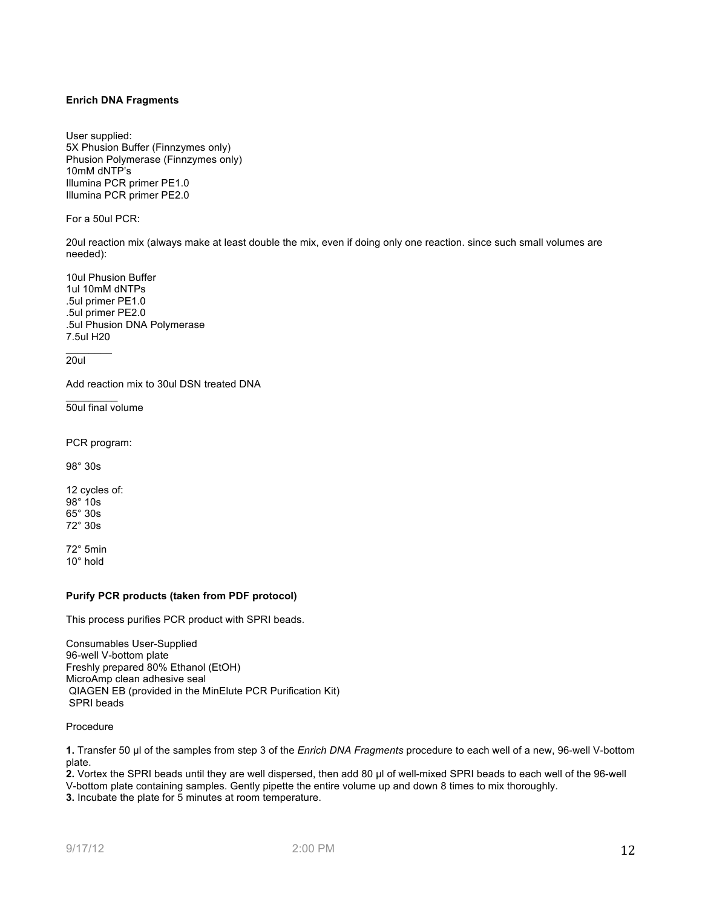**Enrich DNA Fragments**

User supplied:
5X Phusion Buffer (Finnzymes only)
Phusion Polymerase (Finnzymes only)
10mM dNTP's
Illumina PCR primer PE1.0
Illumina PCR primer PE2.0

For a 50ul PCR:

20ul reaction mix (always make at least double the mix, even if doing only one reaction. since such small volumes are needed):

10ul Phusion Buffer
1ul 10mM dNTPs
.5ul primer PE1.0
.5ul primer PE2.0
.5ul Phusion DNA Polymerase
7.5ul H20
________
20ul

Add reaction mix to 30ul DSN treated DNA
_________
50ul final volume

PCR program:

98° 30s

12 cycles of:
98° 10s
65° 30s
72° 30s

72° 5min
10° hold

**Purify PCR products (taken from PDF protocol)**

This process purifies PCR product with SPRI beads.

Consumables User-Supplied
96-well V-bottom plate
Freshly prepared 80% Ethanol (EtOH)
MicroAmp clean adhesive seal
QIAGEN EB (provided in the MinElute PCR Purification Kit)
SPRI beads

Procedure

**1.** Transfer 50 µl of the samples from step 3 of the *Enrich DNA Fragments* procedure to each well of a new, 96-well V-bottom plate.
**2.** Vortex the SPRI beads until they are well dispersed, then add 80 µl of well-mixed SPRI beads to each well of the 96-well V-bottom plate containing samples. Gently pipette the entire volume up and down 8 times to mix thoroughly.
**3.** Incubate the plate for 5 minutes at room temperature.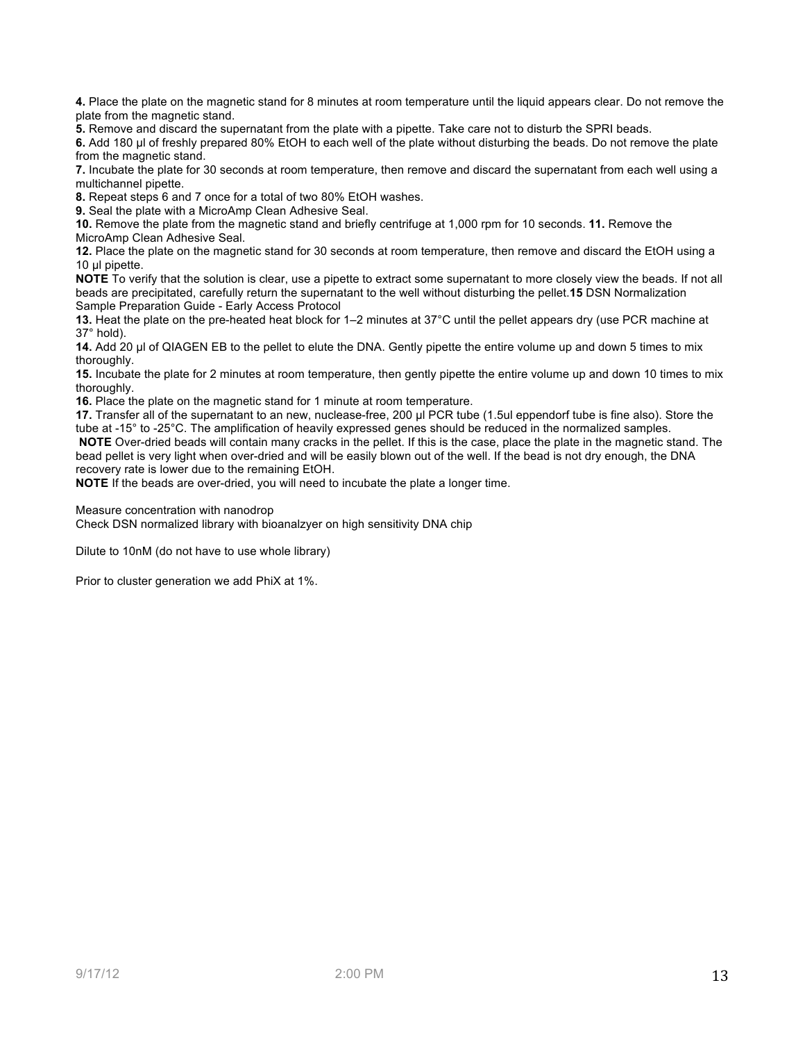**4.** Place the plate on the magnetic stand for 8 minutes at room temperature until the liquid appears clear. Do not remove the plate from the magnetic stand.

**5.** Remove and discard the supernatant from the plate with a pipette. Take care not to disturb the SPRI beads.

**6.** Add 180 µl of freshly prepared 80% EtOH to each well of the plate without disturbing the beads. Do not remove the plate from the magnetic stand.

**7.** Incubate the plate for 30 seconds at room temperature, then remove and discard the supernatant from each well using a multichannel pipette.

**8.** Repeat steps 6 and 7 once for a total of two 80% EtOH washes.

**9.** Seal the plate with a MicroAmp Clean Adhesive Seal.

**10.** Remove the plate from the magnetic stand and briefly centrifuge at 1,000 rpm for 10 seconds. **11.** Remove the MicroAmp Clean Adhesive Seal.

**12.** Place the plate on the magnetic stand for 30 seconds at room temperature, then remove and discard the EtOH using a 10 µl pipette.

**NOTE** To verify that the solution is clear, use a pipette to extract some supernatant to more closely view the beads. If not all beads are precipitated, carefully return the supernatant to the well without disturbing the pellet.**15** DSN Normalization Sample Preparation Guide - Early Access Protocol

**13.** Heat the plate on the pre-heated heat block for 1–2 minutes at 37°C until the pellet appears dry (use PCR machine at 37° hold).

**14.** Add 20 µl of QIAGEN EB to the pellet to elute the DNA. Gently pipette the entire volume up and down 5 times to mix thoroughly.

**15.** Incubate the plate for 2 minutes at room temperature, then gently pipette the entire volume up and down 10 times to mix thoroughly.

**16.** Place the plate on the magnetic stand for 1 minute at room temperature.

**17.** Transfer all of the supernatant to an new, nuclease-free, 200 µl PCR tube (1.5ul eppendorf tube is fine also). Store the tube at -15° to -25°C. The amplification of heavily expressed genes should be reduced in the normalized samples.

**NOTE** Over-dried beads will contain many cracks in the pellet. If this is the case, place the plate in the magnetic stand. The bead pellet is very light when over-dried and will be easily blown out of the well. If the bead is not dry enough, the DNA recovery rate is lower due to the remaining EtOH.

**NOTE** If the beads are over-dried, you will need to incubate the plate a longer time.

Measure concentration with nanodrop

Check DSN normalized library with bioanalzyer on high sensitivity DNA chip

Dilute to 10nM (do not have to use whole library)

Prior to cluster generation we add PhiX at 1%.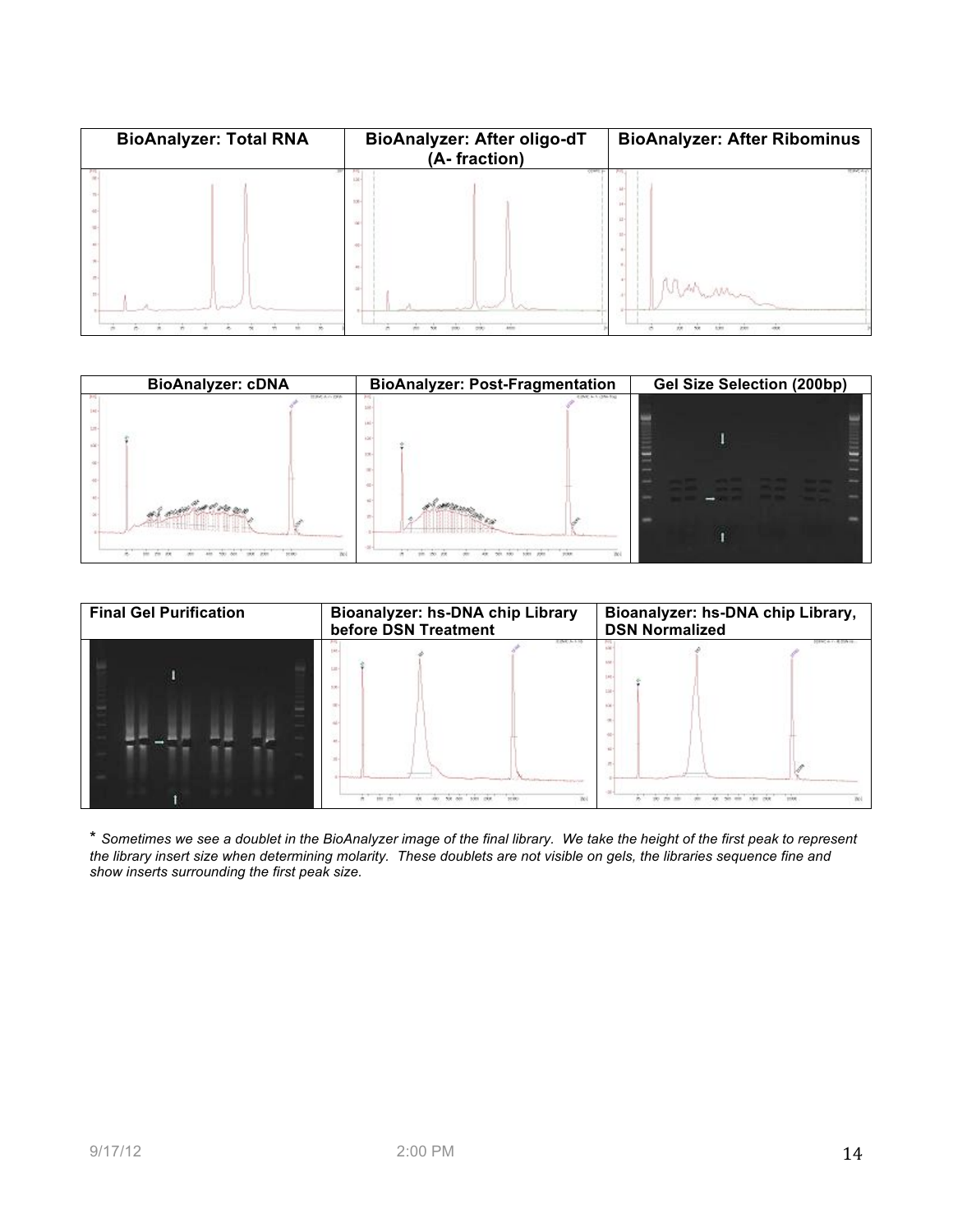| BioAnalyzer: Total RNA | BioAnalyzer: After oligo-dT (A- fraction) | BioAnalyzer: After Ribominus |
| --- | --- | --- |
| | | |

| BioAnalyzer: cDNA | BioAnalyzer: Post-Fragmentation | Gel Size Selection (200bp) |
| --- | --- | --- |
| | | |

| Final Gel Purification | Bioanalyzer: hs-DNA chip Library before DSN Treatment | Bioanalyzer: hs-DNA chip Library, DSN Normalized |
| --- | --- | --- |
| | | |

* *Sometimes we see a doublet in the BioAnalyzer image of the final library. We take the height of the first peak to represent the library insert size when determining molarity. These doublets are not visible on gels, the libraries sequence fine and show inserts surrounding the first peak size.*